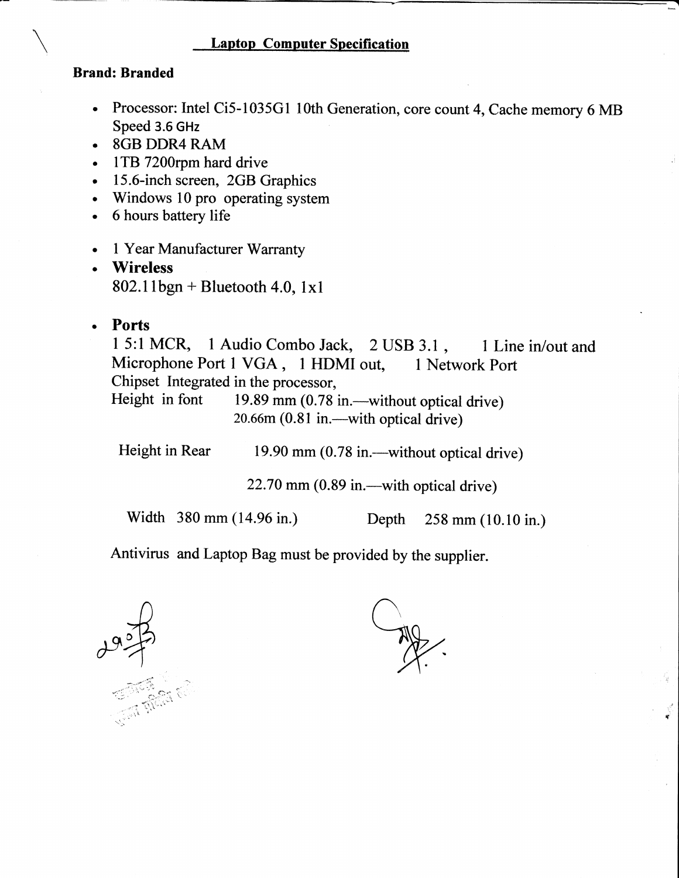# Laptop Computer Specification

**Brand: Branded**

- Processor: Intel Ci5-1035G1 10th Generation, core count 4, Cache memory 6 MB Speed 3.6 GHz
- 8GB DDR4 RAM
- 1TB 7200rpm hard drive
- 15.6-inch screen, 2GB Graphics
- Windows 10 pro operating system
- 6 hours battery life
- 1 Year Manufacturer Warranty
- **Wireless**
  802.11bgn + Bluetooth 4.0, 1x1
- **Ports**
  1 5:1 MCR, 1 Audio Combo Jack, 2 USB 3.1 , 1 Line in/out and Microphone Port 1 VGA , 1 HDMI out, 1 Network Port
  Chipset Integrated in the processor,
  Height in font 19.89 mm (0.78 in.—without optical drive)
  20.66m (0.81 in.—with optical drive)

  Height in Rear 19.90 mm (0.78 in.—without optical drive)

  22.70 mm (0.89 in.—with optical drive)

  Width 380 mm (14.96 in.) Depth 258 mm (10.10 in.)

  Antivirus and Laptop Bag must be provided by the supplier.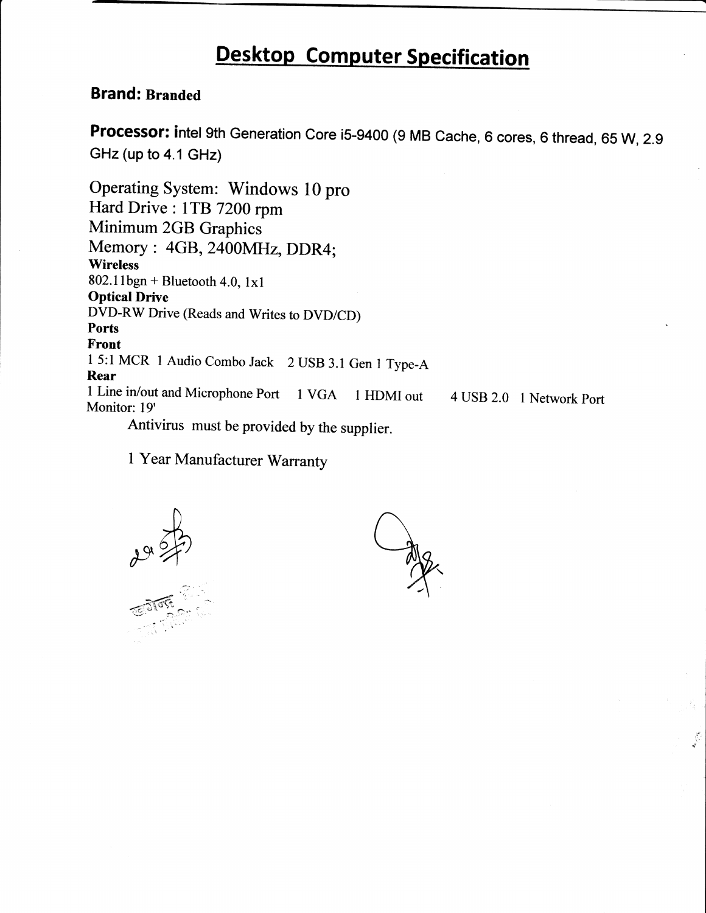# Desktop Computer Specification

**Brand:** **Branded**

**Processor:** intel 9th Generation Core i5-9400 (9 MB Cache, 6 cores, 6 thread, 65 W, 2.9 GHz (up to 4.1 GHz)

Operating System: Windows 10 pro
Hard Drive : 1TB 7200 rpm
Minimum 2GB Graphics
Memory : 4GB, 2400MHz, DDR4;

**Wireless**
802.11bgn + Bluetooth 4.0, 1x1

**Optical Drive**
DVD-RW Drive (Reads and Writes to DVD/CD)

**Ports**

**Front**
1 5:1 MCR 1 Audio Combo Jack 2 USB 3.1 Gen 1 Type-A

**Rear**
1 Line in/out and Microphone Port 1 VGA 1 HDMI out 4 USB 2.0 1 Network Port

Monitor: 19'

Antivirus must be provided by the supplier.

1 Year Manufacturer Warranty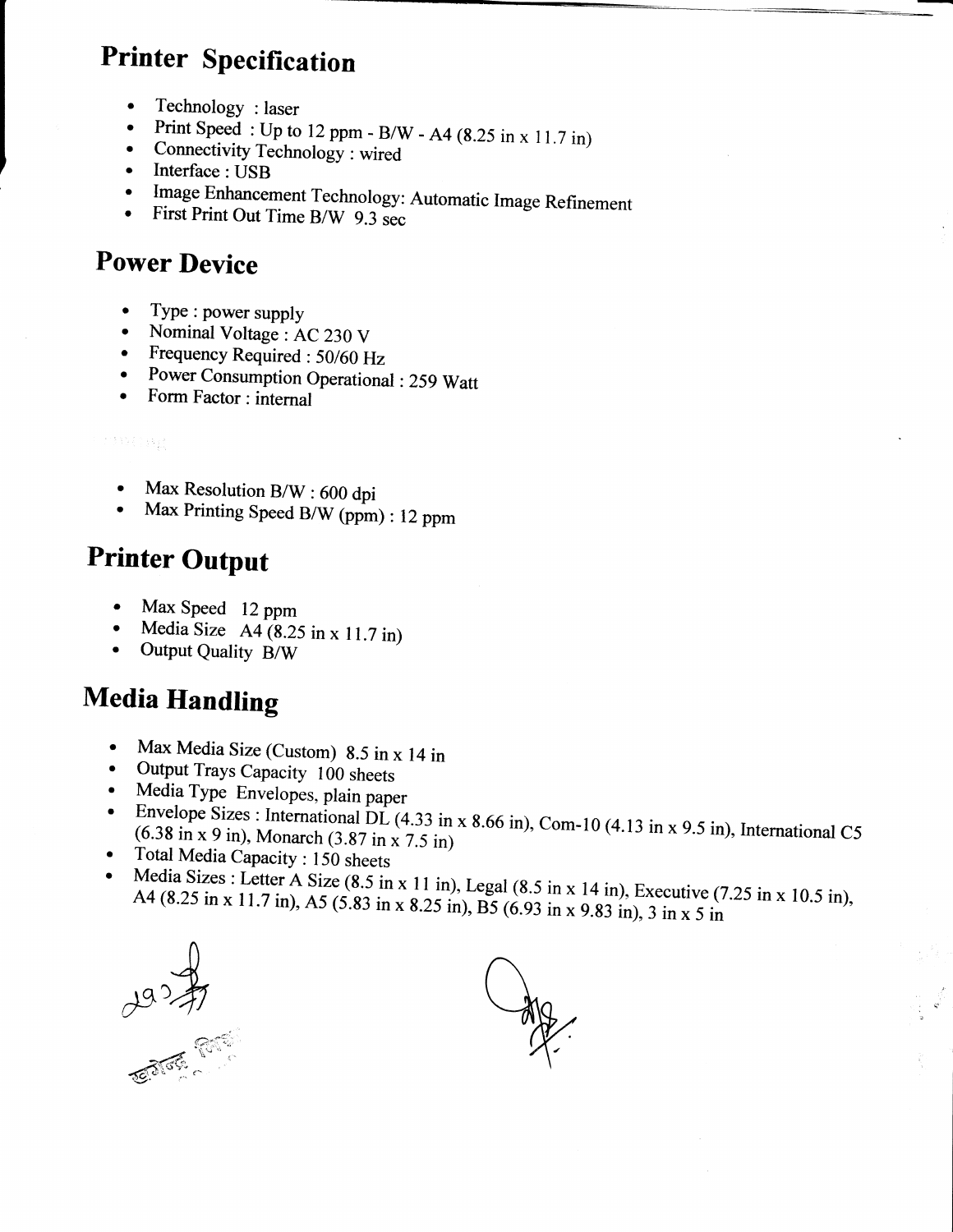## Printer Specification

- Technology : laser
- Print Speed : Up to 12 ppm - B/W - A4 (8.25 in x 11.7 in)
- Connectivity Technology : wired
- Interface : USB
- Image Enhancement Technology: Automatic Image Refinement
- First Print Out Time B/W 9.3 sec

## Power Device

- Type : power supply
- Nominal Voltage : AC 230 V
- Frequency Required : 50/60 Hz
- Power Consumption Operational : 259 Watt
- Form Factor : internal

- Max Resolution B/W : 600 dpi
- Max Printing Speed B/W (ppm) : 12 ppm

## Printer Output

- Max Speed 12 ppm
- Media Size A4 (8.25 in x 11.7 in)
- Output Quality B/W

## Media Handling

- Max Media Size (Custom) 8.5 in x 14 in
- Output Trays Capacity 100 sheets
- Media Type Envelopes, plain paper
- Envelope Sizes : International DL (4.33 in x 8.66 in), Com-10 (4.13 in x 9.5 in), International C5 (6.38 in x 9 in), Monarch (3.87 in x 7.5 in)
- Total Media Capacity : 150 sheets
- Media Sizes : Letter A Size (8.5 in x 11 in), Legal (8.5 in x 14 in), Executive (7.25 in x 10.5 in), A4 (8.25 in x 11.7 in), A5 (5.83 in x 8.25 in), B5 (6.93 in x 9.83 in), 3 in x 5 in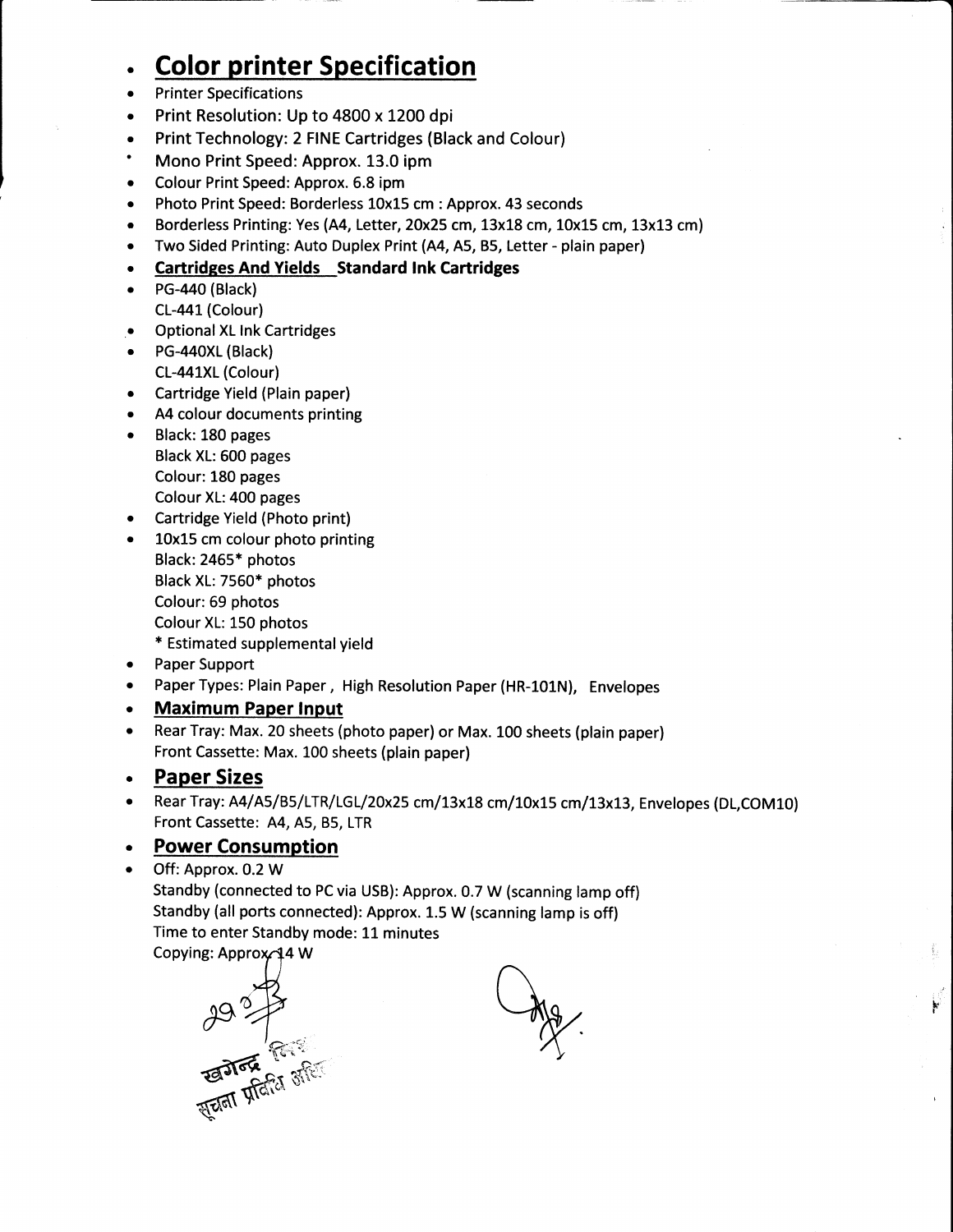- ## Color printer Specification
- Printer Specifications
- Print Resolution: Up to 4800 x 1200 dpi
- Print Technology: 2 FINE Cartridges (Black and Colour)
- Mono Print Speed: Approx. 13.0 ipm
- Colour Print Speed: Approx. 6.8 ipm
- Photo Print Speed: Borderless 10x15 cm : Approx. 43 seconds
- Borderless Printing: Yes (A4, Letter, 20x25 cm, 13x18 cm, 10x15 cm, 13x13 cm)
- Two Sided Printing: Auto Duplex Print (A4, A5, B5, Letter - plain paper)
- **Cartridges And Yields  Standard Ink Cartridges**
- PG-440 (Black)  
  CL-441 (Colour)
- Optional XL Ink Cartridges
- PG-440XL (Black)  
  CL-441XL (Colour)
- Cartridge Yield (Plain paper)
- A4 colour documents printing
- Black: 180 pages  
  Black XL: 600 pages  
  Colour: 180 pages  
  Colour XL: 400 pages
- Cartridge Yield (Photo print)
- 10x15 cm colour photo printing  
  Black: 2465* photos  
  Black XL: 7560* photos  
  Colour: 69 photos  
  Colour XL: 150 photos  
  * Estimated supplemental yield
- Paper Support
- Paper Types: Plain Paper , High Resolution Paper (HR-101N), Envelopes
- **Maximum Paper Input**
- Rear Tray: Max. 20 sheets (photo paper) or Max. 100 sheets (plain paper)  
  Front Cassette: Max. 100 sheets (plain paper)
- **Paper Sizes**
- Rear Tray: A4/A5/B5/LTR/LGL/20x25 cm/13x18 cm/10x15 cm/13x13, Envelopes (DL,COM10)  
  Front Cassette: A4, A5, B5, LTR
- **Power Consumption**
- Off: Approx. 0.2 W  
  Standby (connected to PC via USB): Approx. 0.7 W (scanning lamp off)  
  Standby (all ports connected): Approx. 1.5 W (scanning lamp is off)  
  Time to enter Standby mode: 11 minutes  
  Copying: Approx. 14 W

खगेन्द्र ...  
सूचना प्रविधि अधि...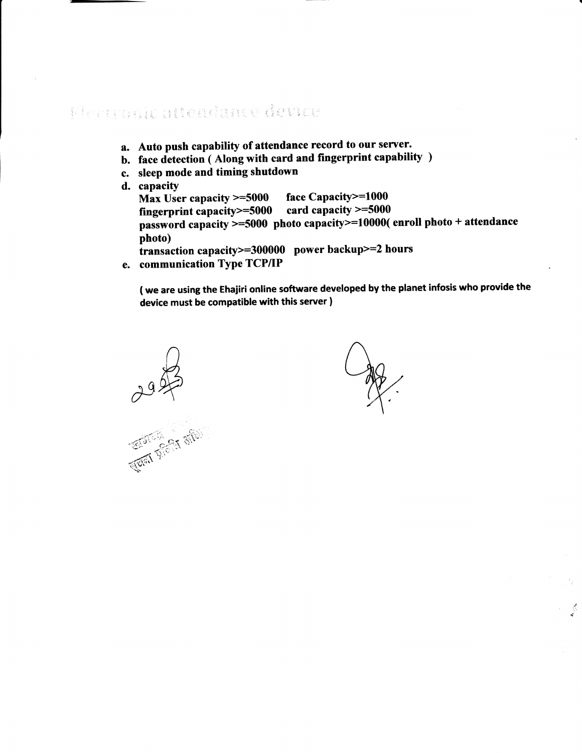## Electronic attendance device

a. Auto push capability of attendance record to our server.
b. face detection ( Along with card and fingerprint capability )
c. sleep mode and timing shutdown
d. capacity
   Max User capacity >=5000 face Capacity>=1000
   fingerprint capacity>=5000 card capacity >=5000
   password capacity >=5000 photo capacity>=10000( enroll photo + attendance photo)
   transaction capacity>=300000 power backup>=2 hours
e. communication Type TCP/IP

**( we are using the Ehajiri online software developed by the planet infosis who provide the device must be compatible with this server )**